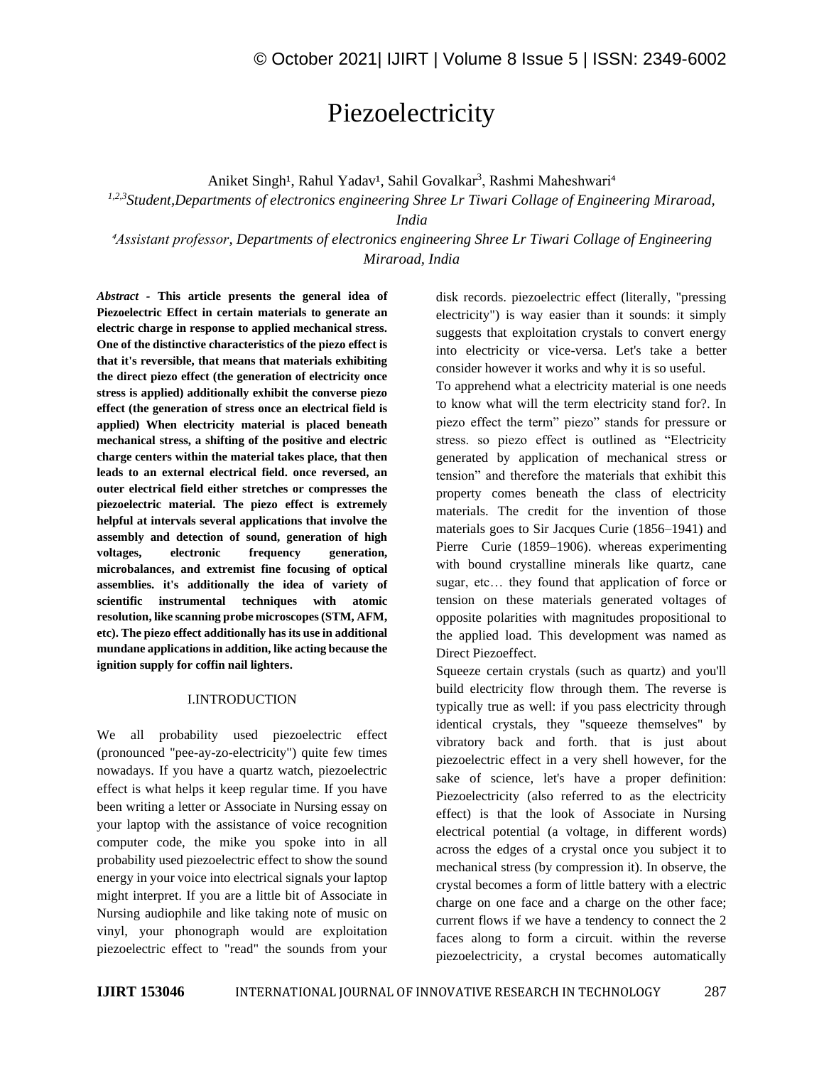# Piezoelectricity

Aniket Singh[1], Rahul Yadav[1], Sahil Govalkar[3], Rashmi Maheshwari[4]

[1,2,3]*Student,Departments of electronics engineering Shree Lr Tiwari Collage of Engineering Miraroad, India*

[4]*Assistant professor, Departments of electronics engineering Shree Lr Tiwari Collage of Engineering Miraroad, India*

***Abstract* - This article presents the general idea of Piezoelectric Effect in certain materials to generate an electric charge in response to applied mechanical stress. One of the distinctive characteristics of the piezo effect is that it's reversible, that means that materials exhibiting the direct piezo effect (the generation of electricity once stress is applied) additionally exhibit the converse piezo effect (the generation of stress once an electrical field is applied) When electricity material is placed beneath mechanical stress, a shifting of the positive and electric charge centers within the material takes place, that then leads to an external electrical field. once reversed, an outer electrical field either stretches or compresses the piezoelectric material. The piezo effect is extremely helpful at intervals several applications that involve the assembly and detection of sound, generation of high voltages, electronic frequency generation, microbalances, and extremist fine focusing of optical assemblies. it's additionally the idea of variety of scientific instrumental techniques with atomic resolution, like scanning probe microscopes (STM, AFM, etc). The piezo effect additionally has its use in additional mundane applications in addition, like acting because the ignition supply for coffin nail lighters.**

## I.INTRODUCTION

We all probability used piezoelectric effect (pronounced "pee-ay-zo-electricity") quite few times nowadays. If you have a quartz watch, piezoelectric effect is what helps it keep regular time. If you have been writing a letter or Associate in Nursing essay on your laptop with the assistance of voice recognition computer code, the mike you spoke into in all probability used piezoelectric effect to show the sound energy in your voice into electrical signals your laptop might interpret. If you are a little bit of Associate in Nursing audiophile and like taking note of music on vinyl, your phonograph would are exploitation piezoelectric effect to "read" the sounds from your disk records. piezoelectric effect (literally, "pressing electricity") is way easier than it sounds: it simply suggests that exploitation crystals to convert energy into electricity or vice-versa. Let's take a better consider however it works and why it is so useful.

To apprehend what a electricity material is one needs to know what will the term electricity stand for?. In piezo effect the term" piezo" stands for pressure or stress. so piezo effect is outlined as "Electricity generated by application of mechanical stress or tension" and therefore the materials that exhibit this property comes beneath the class of electricity materials. The credit for the invention of those materials goes to Sir Jacques Curie (1856–1941) and Pierre Curie (1859–1906). whereas experimenting with bound crystalline minerals like quartz, cane sugar, etc… they found that application of force or tension on these materials generated voltages of opposite polarities with magnitudes propositional to the applied load. This development was named as Direct Piezoeffect.

Squeeze certain crystals (such as quartz) and you'll build electricity flow through them. The reverse is typically true as well: if you pass electricity through identical crystals, they "squeeze themselves" by vibratory back and forth. that is just about piezoelectric effect in a very shell however, for the sake of science, let's have a proper definition: Piezoelectricity (also referred to as the electricity effect) is that the look of Associate in Nursing electrical potential (a voltage, in different words) across the edges of a crystal once you subject it to mechanical stress (by compression it). In observe, the crystal becomes a form of little battery with a electric charge on one face and a charge on the other face; current flows if we have a tendency to connect the 2 faces along to form a circuit. within the reverse piezoelectricity, a crystal becomes automatically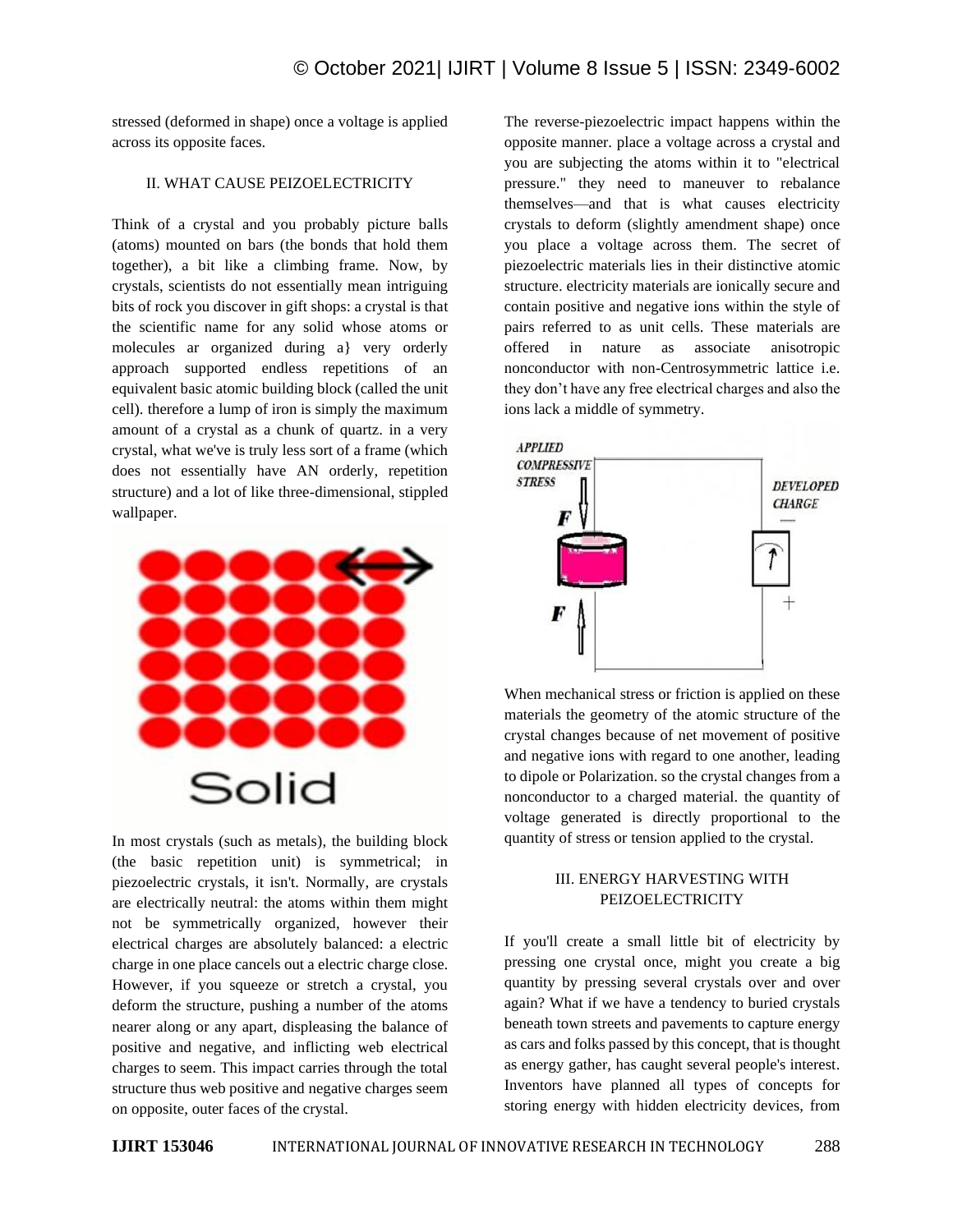stressed (deformed in shape) once a voltage is applied across its opposite faces.

## II. WHAT CAUSE PEIZOELECTRICITY

Think of a crystal and you probably picture balls (atoms) mounted on bars (the bonds that hold them together), a bit like a climbing frame. Now, by crystals, scientists do not essentially mean intriguing bits of rock you discover in gift shops: a crystal is that the scientific name for any solid whose atoms or molecules ar organized during a} very orderly approach supported endless repetitions of an equivalent basic atomic building block (called the unit cell). therefore a lump of iron is simply the maximum amount of a crystal as a chunk of quartz. in a very crystal, what we've is truly less sort of a frame (which does not essentially have AN orderly, repetition structure) and a lot of like three-dimensional, stippled wallpaper.

In most crystals (such as metals), the building block (the basic repetition unit) is symmetrical; in piezoelectric crystals, it isn't. Normally, are crystals are electrically neutral: the atoms within them might not be symmetrically organized, however their electrical charges are absolutely balanced: a electric charge in one place cancels out a electric charge close. However, if you squeeze or stretch a crystal, you deform the structure, pushing a number of the atoms nearer along or any apart, displeasing the balance of positive and negative, and inflicting web electrical charges to seem. This impact carries through the total structure thus web positive and negative charges seem on opposite, outer faces of the crystal.

The reverse-piezoelectric impact happens within the opposite manner. place a voltage across a crystal and you are subjecting the atoms within it to "electrical pressure." they need to maneuver to rebalance themselves—and that is what causes electricity crystals to deform (slightly amendment shape) once you place a voltage across them. The secret of piezoelectric materials lies in their distinctive atomic structure. electricity materials are ionically secure and contain positive and negative ions within the style of pairs referred to as unit cells. These materials are offered in nature as associate anisotropic nonconductor with non-Centrosymmetric lattice i.e. they don't have any free electrical charges and also the ions lack a middle of symmetry.

When mechanical stress or friction is applied on these materials the geometry of the atomic structure of the crystal changes because of net movement of positive and negative ions with regard to one another, leading to dipole or Polarization. so the crystal changes from a nonconductor to a charged material. the quantity of voltage generated is directly proportional to the quantity of stress or tension applied to the crystal.

## III. ENERGY HARVESTING WITH PEIZOELECTRICITY

If you'll create a small little bit of electricity by pressing one crystal once, might you create a big quantity by pressing several crystals over and over again? What if we have a tendency to buried crystals beneath town streets and pavements to capture energy as cars and folks passed by this concept, that is thought as energy gather, has caught several people's interest. Inventors have planned all types of concepts for storing energy with hidden electricity devices, from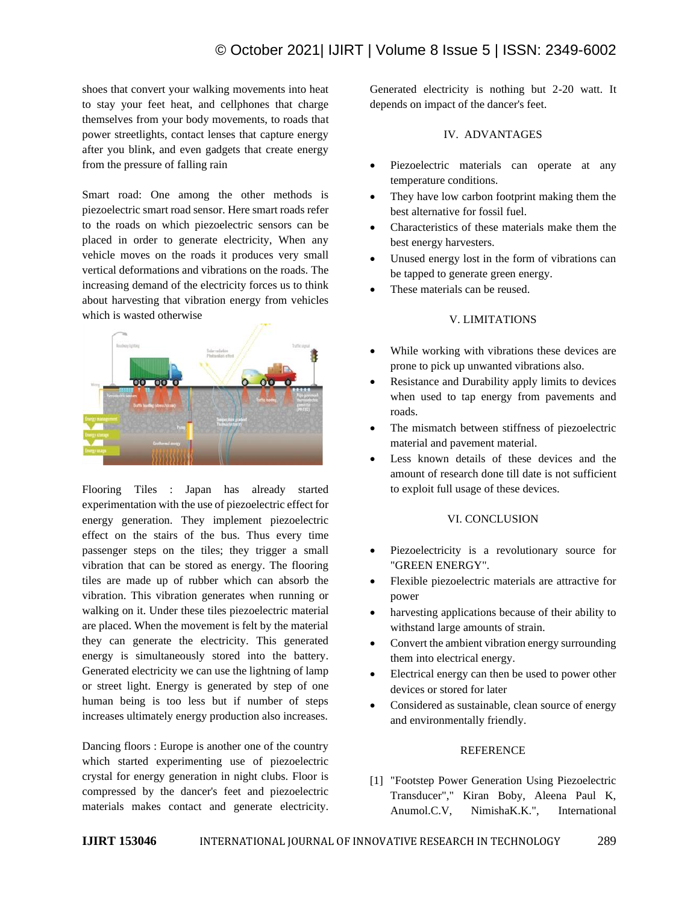shoes that convert your walking movements into heat to stay your feet heat, and cellphones that charge themselves from your body movements, to roads that power streetlights, contact lenses that capture energy after you blink, and even gadgets that create energy from the pressure of falling rain

Smart road: One among the other methods is piezoelectric smart road sensor. Here smart roads refer to the roads on which piezoelectric sensors can be placed in order to generate electricity, When any vehicle moves on the roads it produces very small vertical deformations and vibrations on the roads. The increasing demand of the electricity forces us to think about harvesting that vibration energy from vehicles which is wasted otherwise

Flooring Tiles : Japan has already started experimentation with the use of piezoelectric effect for energy generation. They implement piezoelectric effect on the stairs of the bus. Thus every time passenger steps on the tiles; they trigger a small vibration that can be stored as energy. The flooring tiles are made up of rubber which can absorb the vibration. This vibration generates when running or walking on it. Under these tiles piezoelectric material are placed. When the movement is felt by the material they can generate the electricity. This generated energy is simultaneously stored into the battery. Generated electricity we can use the lightning of lamp or street light. Energy is generated by step of one human being is too less but if number of steps increases ultimately energy production also increases.

Dancing floors : Europe is another one of the country which started experimenting use of piezoelectric crystal for energy generation in night clubs. Floor is compressed by the dancer's feet and piezoelectric materials makes contact and generate electricity. Generated electricity is nothing but 2-20 watt. It depends on impact of the dancer's feet.

## IV. ADVANTAGES

- Piezoelectric materials can operate at any temperature conditions.
- They have low carbon footprint making them the best alternative for fossil fuel.
- Characteristics of these materials make them the best energy harvesters.
- Unused energy lost in the form of vibrations can be tapped to generate green energy.
- These materials can be reused.

## V. LIMITATIONS

- While working with vibrations these devices are prone to pick up unwanted vibrations also.
- Resistance and Durability apply limits to devices when used to tap energy from pavements and roads.
- The mismatch between stiffness of piezoelectric material and pavement material.
- Less known details of these devices and the amount of research done till date is not sufficient to exploit full usage of these devices.

## VI. CONCLUSION

- Piezoelectricity is a revolutionary source for "GREEN ENERGY".
- Flexible piezoelectric materials are attractive for power
- harvesting applications because of their ability to withstand large amounts of strain.
- Convert the ambient vibration energy surrounding them into electrical energy.
- Electrical energy can then be used to power other devices or stored for later
- Considered as sustainable, clean source of energy and environmentally friendly.

## REFERENCE

[1] "Footstep Power Generation Using Piezoelectric Transducer"," Kiran Boby, Aleena Paul K, Anumol.C.V, NimishaK.K.", International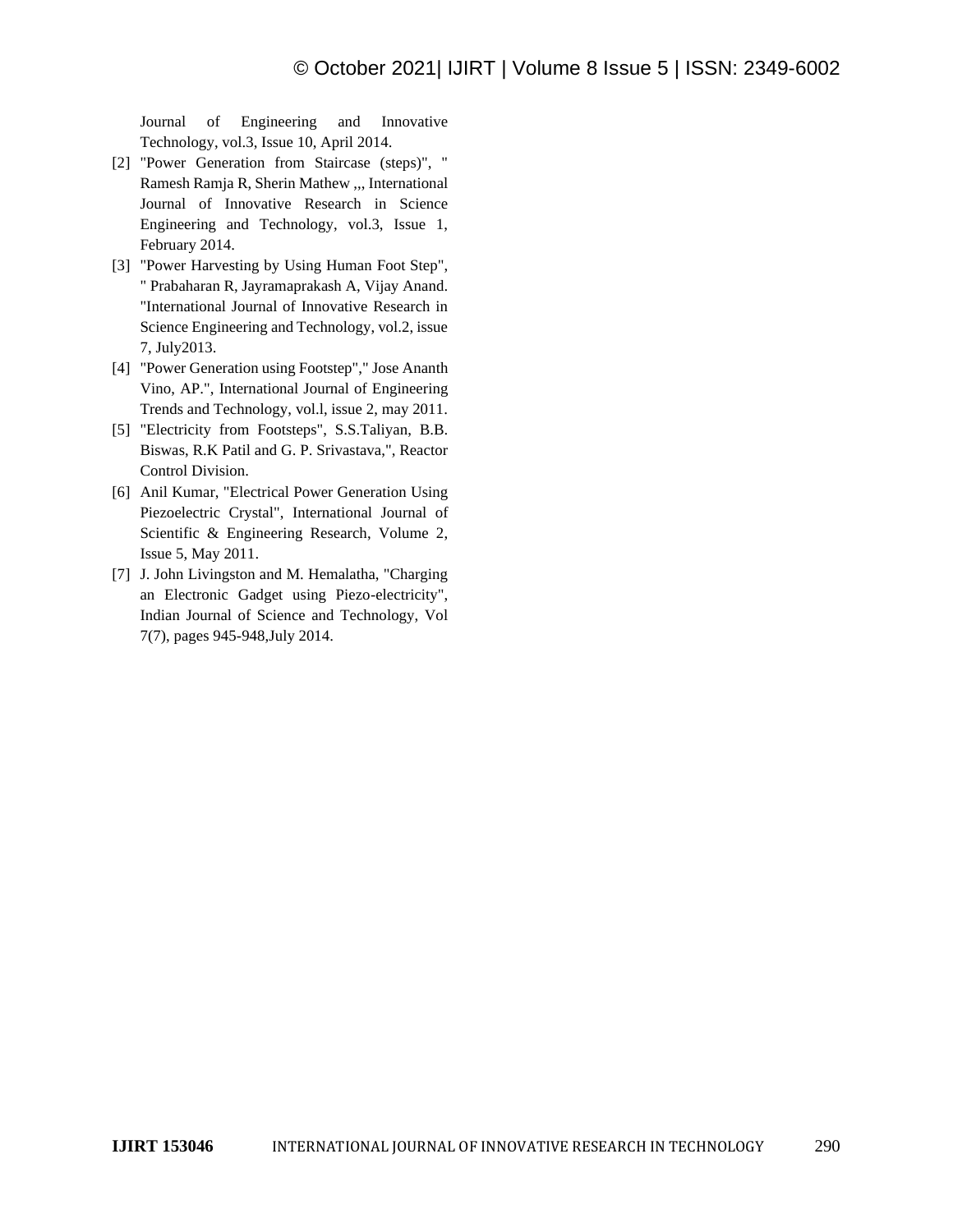Journal of Engineering and Innovative Technology, vol.3, Issue 10, April 2014.

[2] "Power Generation from Staircase (steps)", " Ramesh Ramja R, Sherin Mathew ,,, International Journal of Innovative Research in Science Engineering and Technology, vol.3, Issue 1, February 2014.

[3] "Power Harvesting by Using Human Foot Step", " Prabaharan R, Jayramaprakash A, Vijay Anand. "International Journal of Innovative Research in Science Engineering and Technology, vol.2, issue 7, July2013.

[4] "Power Generation using Footstep"," Jose Ananth Vino, AP.", International Journal of Engineering Trends and Technology, vol.l, issue 2, may 2011.

[5] "Electricity from Footsteps", S.S.Taliyan, B.B. Biswas, R.K Patil and G. P. Srivastava,", Reactor Control Division.

[6] Anil Kumar, "Electrical Power Generation Using Piezoelectric Crystal", International Journal of Scientific & Engineering Research, Volume 2, Issue 5, May 2011.

[7] J. John Livingston and M. Hemalatha, "Charging an Electronic Gadget using Piezo-electricity", Indian Journal of Science and Technology, Vol 7(7), pages 945-948,July 2014.